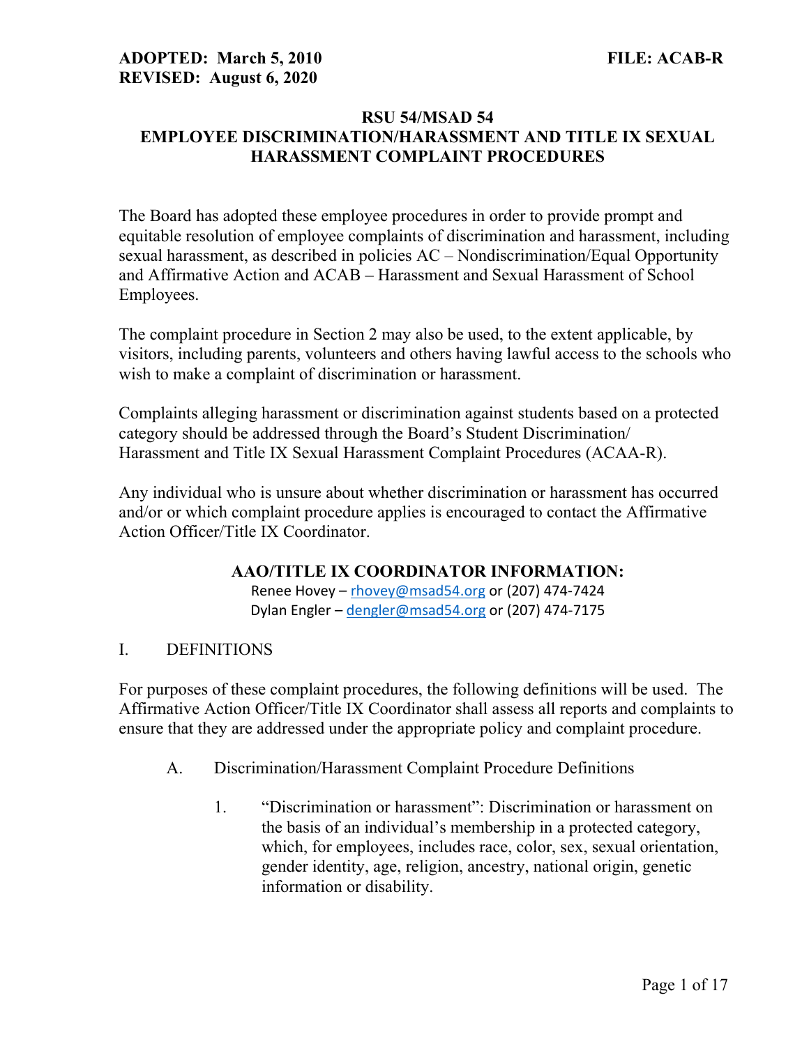**ADOPTED: March 5, 2010** **FILE: ACAB-R**
**REVISED: August 6, 2020**

# RSU 54/MSAD 54
# EMPLOYEE DISCRIMINATION/HARASSMENT AND TITLE IX SEXUAL HARASSMENT COMPLAINT PROCEDURES

The Board has adopted these employee procedures in order to provide prompt and equitable resolution of employee complaints of discrimination and harassment, including sexual harassment, as described in policies AC – Nondiscrimination/Equal Opportunity and Affirmative Action and ACAB – Harassment and Sexual Harassment of School Employees.

The complaint procedure in Section 2 may also be used, to the extent applicable, by visitors, including parents, volunteers and others having lawful access to the schools who wish to make a complaint of discrimination or harassment.

Complaints alleging harassment or discrimination against students based on a protected category should be addressed through the Board's Student Discrimination/ Harassment and Title IX Sexual Harassment Complaint Procedures (ACAA-R).

Any individual who is unsure about whether discrimination or harassment has occurred and/or or which complaint procedure applies is encouraged to contact the Affirmative Action Officer/Title IX Coordinator.

**AAO/TITLE IX COORDINATOR INFORMATION:**

Renee Hovey – rhovey@msad54.org or (207) 474-7424
Dylan Engler – dengler@msad54.org or (207) 474-7175

## I. DEFINITIONS

For purposes of these complaint procedures, the following definitions will be used. The Affirmative Action Officer/Title IX Coordinator shall assess all reports and complaints to ensure that they are addressed under the appropriate policy and complaint procedure.

A. Discrimination/Harassment Complaint Procedure Definitions

1. "Discrimination or harassment": Discrimination or harassment on the basis of an individual's membership in a protected category, which, for employees, includes race, color, sex, sexual orientation, gender identity, age, religion, ancestry, national origin, genetic information or disability.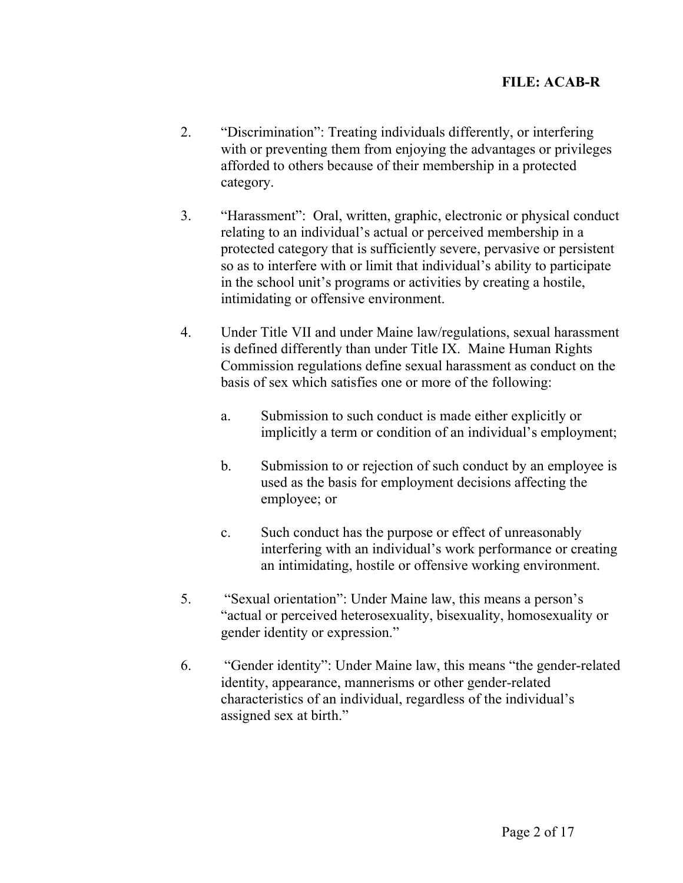2. "Discrimination": Treating individuals differently, or interfering with or preventing them from enjoying the advantages or privileges afforded to others because of their membership in a protected category.

3. "Harassment": Oral, written, graphic, electronic or physical conduct relating to an individual's actual or perceived membership in a protected category that is sufficiently severe, pervasive or persistent so as to interfere with or limit that individual's ability to participate in the school unit's programs or activities by creating a hostile, intimidating or offensive environment.

4. Under Title VII and under Maine law/regulations, sexual harassment is defined differently than under Title IX. Maine Human Rights Commission regulations define sexual harassment as conduct on the basis of sex which satisfies one or more of the following:

   a. Submission to such conduct is made either explicitly or implicitly a term or condition of an individual's employment;

   b. Submission to or rejection of such conduct by an employee is used as the basis for employment decisions affecting the employee; or

   c. Such conduct has the purpose or effect of unreasonably interfering with an individual's work performance or creating an intimidating, hostile or offensive working environment.

5. "Sexual orientation": Under Maine law, this means a person's "actual or perceived heterosexuality, bisexuality, homosexuality or gender identity or expression."

6. "Gender identity": Under Maine law, this means "the gender-related identity, appearance, mannerisms or other gender-related characteristics of an individual, regardless of the individual's assigned sex at birth."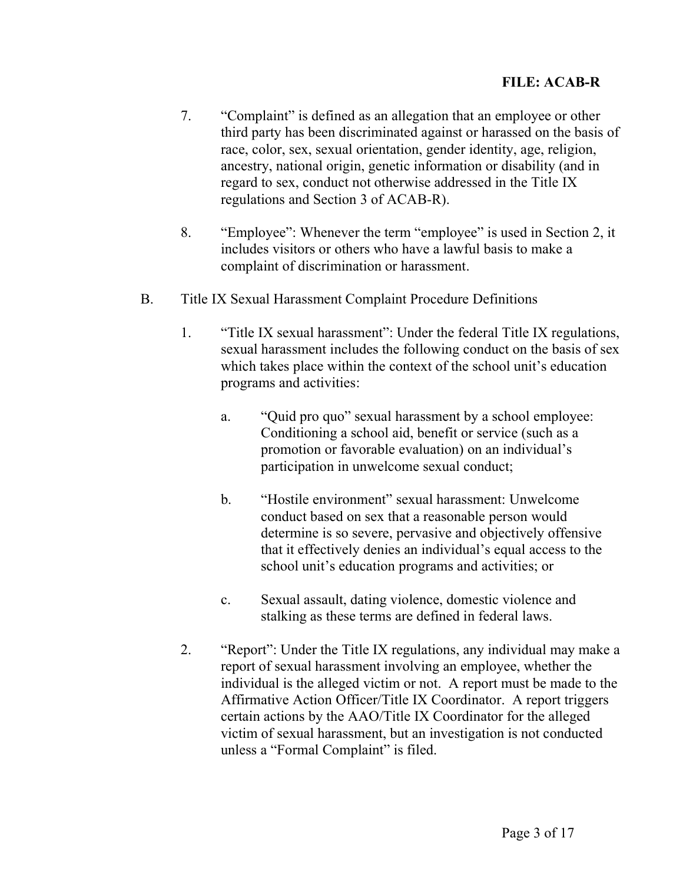7. "Complaint" is defined as an allegation that an employee or other third party has been discriminated against or harassed on the basis of race, color, sex, sexual orientation, gender identity, age, religion, ancestry, national origin, genetic information or disability (and in regard to sex, conduct not otherwise addressed in the Title IX regulations and Section 3 of ACAB-R).

8. "Employee": Whenever the term "employee" is used in Section 2, it includes visitors or others who have a lawful basis to make a complaint of discrimination or harassment.

B. Title IX Sexual Harassment Complaint Procedure Definitions

1. "Title IX sexual harassment": Under the federal Title IX regulations, sexual harassment includes the following conduct on the basis of sex which takes place within the context of the school unit's education programs and activities:

   a. "Quid pro quo" sexual harassment by a school employee: Conditioning a school aid, benefit or service (such as a promotion or favorable evaluation) on an individual's participation in unwelcome sexual conduct;

   b. "Hostile environment" sexual harassment: Unwelcome conduct based on sex that a reasonable person would determine is so severe, pervasive and objectively offensive that it effectively denies an individual's equal access to the school unit's education programs and activities; or

   c. Sexual assault, dating violence, domestic violence and stalking as these terms are defined in federal laws.

2. "Report": Under the Title IX regulations, any individual may make a report of sexual harassment involving an employee, whether the individual is the alleged victim or not. A report must be made to the Affirmative Action Officer/Title IX Coordinator. A report triggers certain actions by the AAO/Title IX Coordinator for the alleged victim of sexual harassment, but an investigation is not conducted unless a "Formal Complaint" is filed.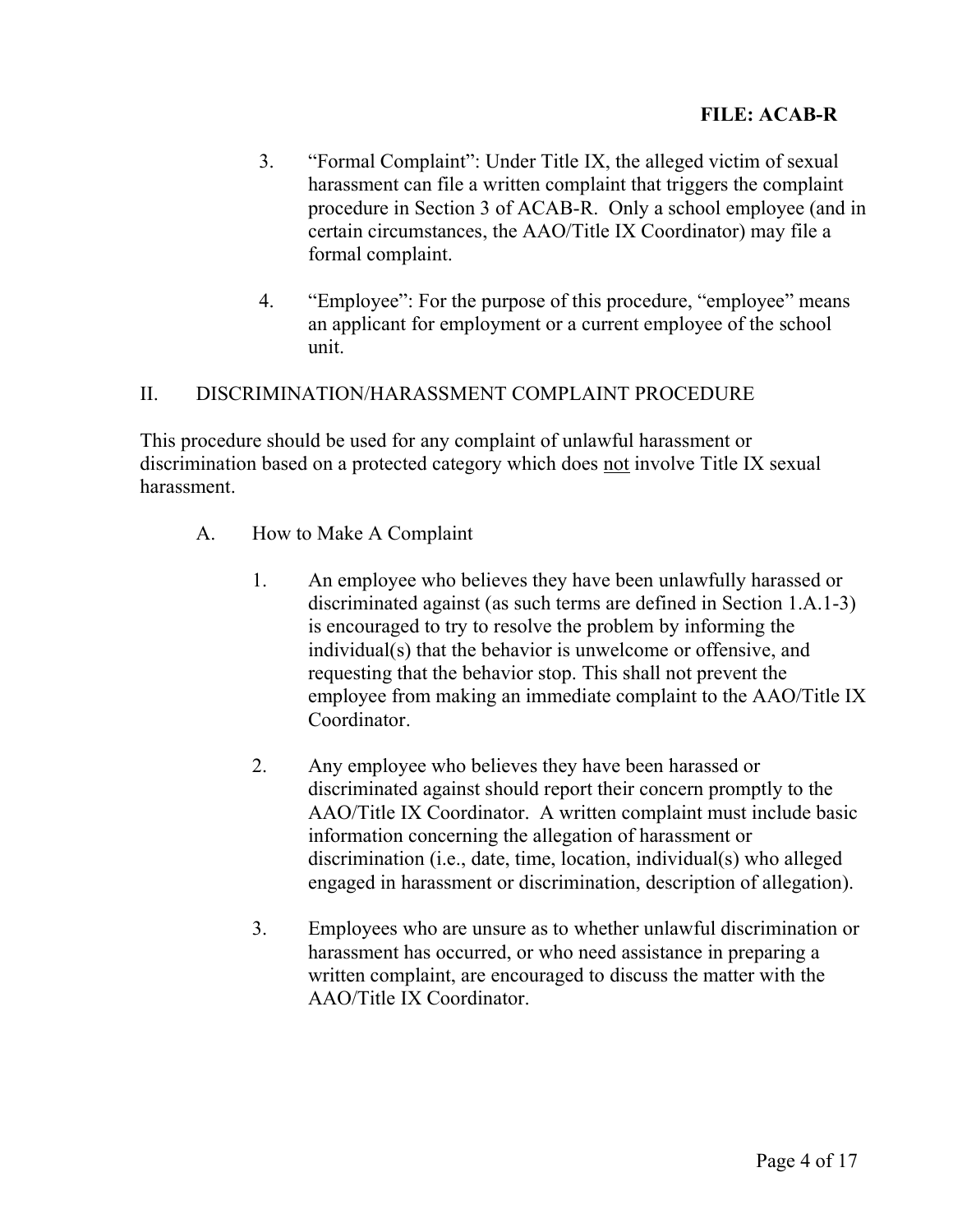**FILE: ACAB-R**

3. "Formal Complaint": Under Title IX, the alleged victim of sexual harassment can file a written complaint that triggers the complaint procedure in Section 3 of ACAB-R. Only a school employee (and in certain circumstances, the AAO/Title IX Coordinator) may file a formal complaint.

4. "Employee": For the purpose of this procedure, "employee" means an applicant for employment or a current employee of the school unit.

## II. DISCRIMINATION/HARASSMENT COMPLAINT PROCEDURE

This procedure should be used for any complaint of unlawful harassment or discrimination based on a protected category which does <u>not</u> involve Title IX sexual harassment.

### A. How to Make A Complaint

1. An employee who believes they have been unlawfully harassed or discriminated against (as such terms are defined in Section 1.A.1-3) is encouraged to try to resolve the problem by informing the individual(s) that the behavior is unwelcome or offensive, and requesting that the behavior stop. This shall not prevent the employee from making an immediate complaint to the AAO/Title IX Coordinator.

2. Any employee who believes they have been harassed or discriminated against should report their concern promptly to the AAO/Title IX Coordinator. A written complaint must include basic information concerning the allegation of harassment or discrimination (i.e., date, time, location, individual(s) who alleged engaged in harassment or discrimination, description of allegation).

3. Employees who are unsure as to whether unlawful discrimination or harassment has occurred, or who need assistance in preparing a written complaint, are encouraged to discuss the matter with the AAO/Title IX Coordinator.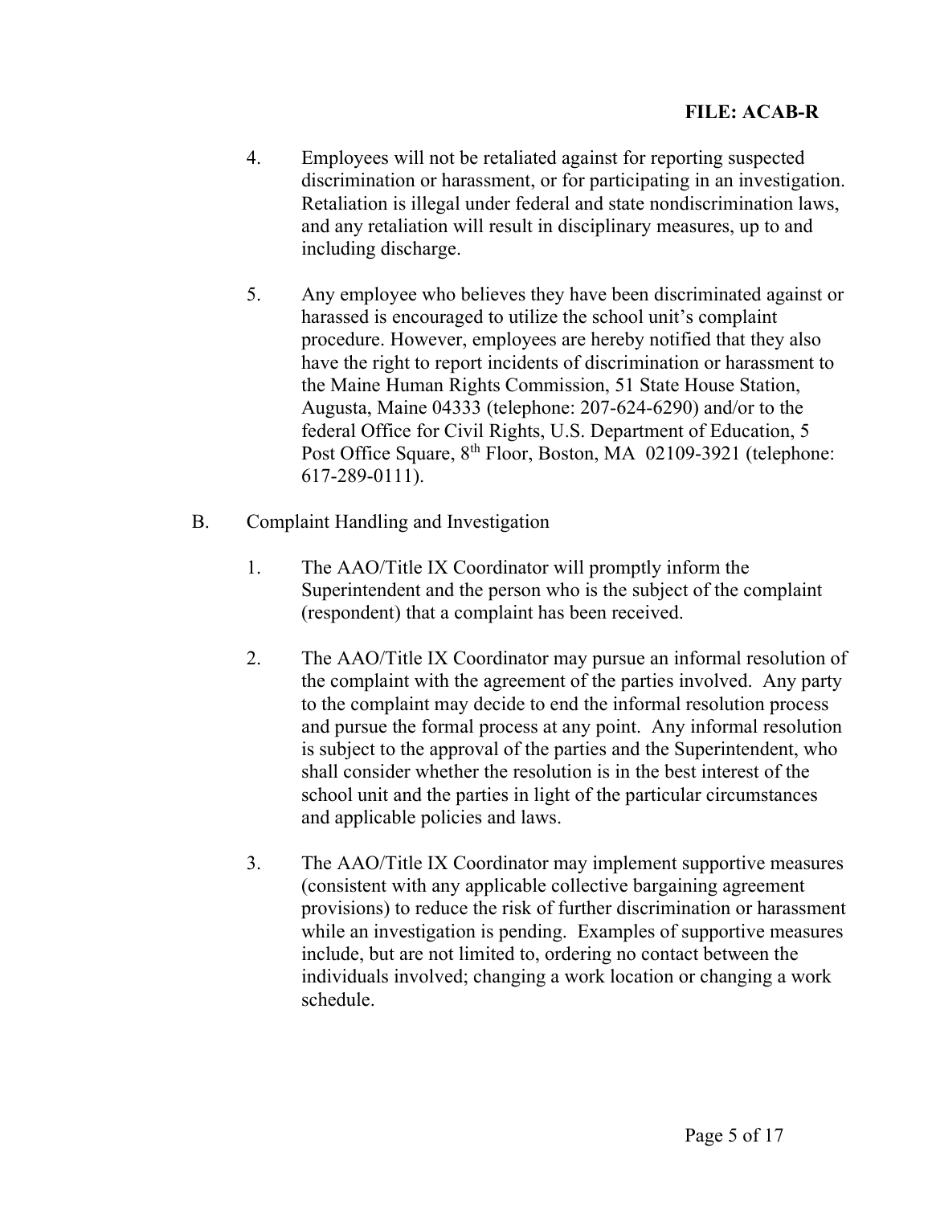4. Employees will not be retaliated against for reporting suspected discrimination or harassment, or for participating in an investigation. Retaliation is illegal under federal and state nondiscrimination laws, and any retaliation will result in disciplinary measures, up to and including discharge.

5. Any employee who believes they have been discriminated against or harassed is encouraged to utilize the school unit's complaint procedure. However, employees are hereby notified that they also have the right to report incidents of discrimination or harassment to the Maine Human Rights Commission, 51 State House Station, Augusta, Maine 04333 (telephone: 207-624-6290) and/or to the federal Office for Civil Rights, U.S. Department of Education, 5 Post Office Square, 8th Floor, Boston, MA 02109-3921 (telephone: 617-289-0111).

B. Complaint Handling and Investigation

1. The AAO/Title IX Coordinator will promptly inform the Superintendent and the person who is the subject of the complaint (respondent) that a complaint has been received.

2. The AAO/Title IX Coordinator may pursue an informal resolution of the complaint with the agreement of the parties involved. Any party to the complaint may decide to end the informal resolution process and pursue the formal process at any point. Any informal resolution is subject to the approval of the parties and the Superintendent, who shall consider whether the resolution is in the best interest of the school unit and the parties in light of the particular circumstances and applicable policies and laws.

3. The AAO/Title IX Coordinator may implement supportive measures (consistent with any applicable collective bargaining agreement provisions) to reduce the risk of further discrimination or harassment while an investigation is pending. Examples of supportive measures include, but are not limited to, ordering no contact between the individuals involved; changing a work location or changing a work schedule.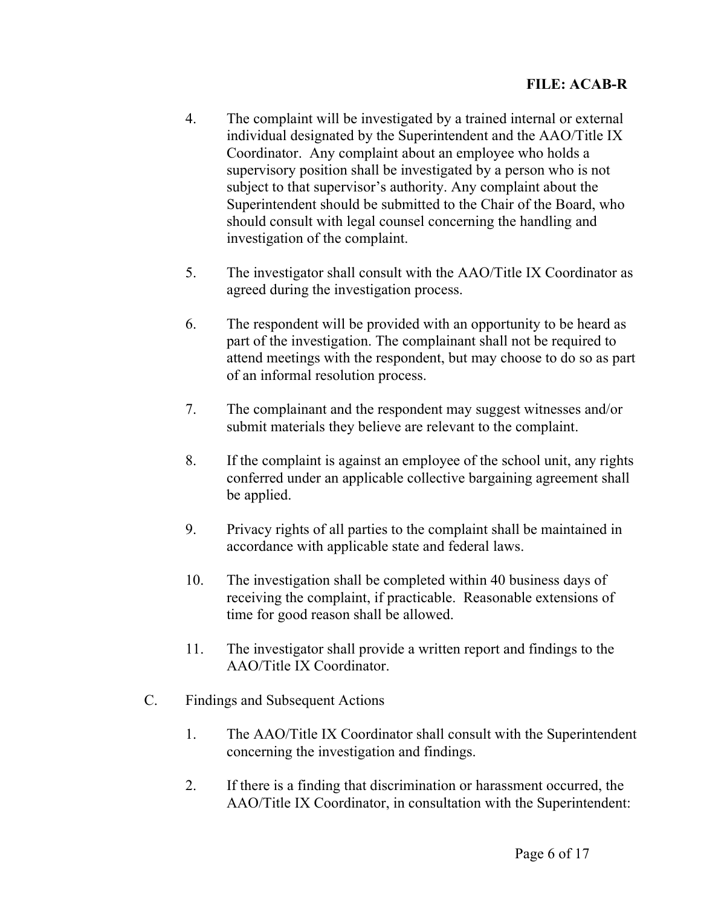4. The complaint will be investigated by a trained internal or external individual designated by the Superintendent and the AAO/Title IX Coordinator. Any complaint about an employee who holds a supervisory position shall be investigated by a person who is not subject to that supervisor's authority. Any complaint about the Superintendent should be submitted to the Chair of the Board, who should consult with legal counsel concerning the handling and investigation of the complaint.

5. The investigator shall consult with the AAO/Title IX Coordinator as agreed during the investigation process.

6. The respondent will be provided with an opportunity to be heard as part of the investigation. The complainant shall not be required to attend meetings with the respondent, but may choose to do so as part of an informal resolution process.

7. The complainant and the respondent may suggest witnesses and/or submit materials they believe are relevant to the complaint.

8. If the complaint is against an employee of the school unit, any rights conferred under an applicable collective bargaining agreement shall be applied.

9. Privacy rights of all parties to the complaint shall be maintained in accordance with applicable state and federal laws.

10. The investigation shall be completed within 40 business days of receiving the complaint, if practicable. Reasonable extensions of time for good reason shall be allowed.

11. The investigator shall provide a written report and findings to the AAO/Title IX Coordinator.

C. Findings and Subsequent Actions

1. The AAO/Title IX Coordinator shall consult with the Superintendent concerning the investigation and findings.

2. If there is a finding that discrimination or harassment occurred, the AAO/Title IX Coordinator, in consultation with the Superintendent: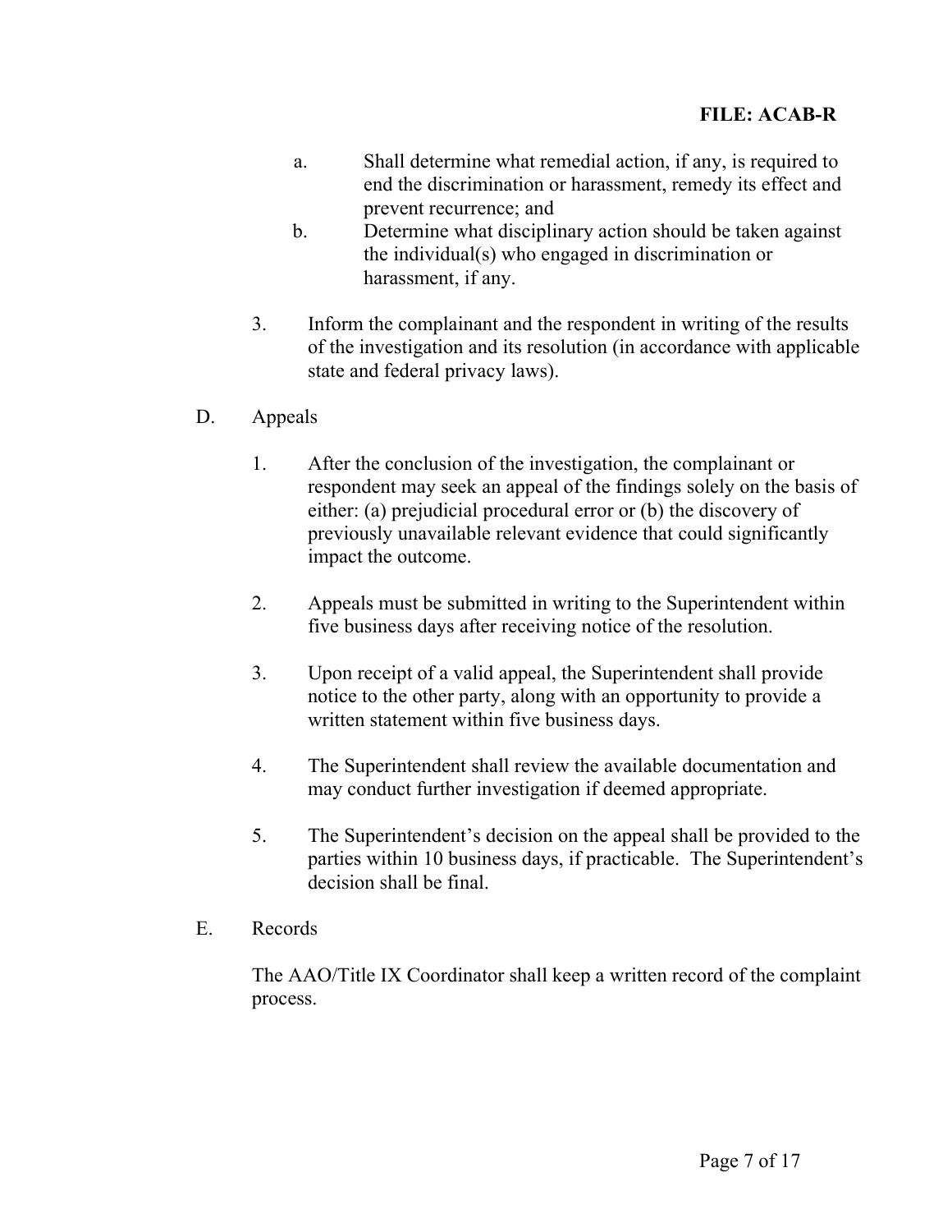a. Shall determine what remedial action, if any, is required to end the discrimination or harassment, remedy its effect and prevent recurrence; and

b. Determine what disciplinary action should be taken against the individual(s) who engaged in discrimination or harassment, if any.

3. Inform the complainant and the respondent in writing of the results of the investigation and its resolution (in accordance with applicable state and federal privacy laws).

D. Appeals

1. After the conclusion of the investigation, the complainant or respondent may seek an appeal of the findings solely on the basis of either: (a) prejudicial procedural error or (b) the discovery of previously unavailable relevant evidence that could significantly impact the outcome.

2. Appeals must be submitted in writing to the Superintendent within five business days after receiving notice of the resolution.

3. Upon receipt of a valid appeal, the Superintendent shall provide notice to the other party, along with an opportunity to provide a written statement within five business days.

4. The Superintendent shall review the available documentation and may conduct further investigation if deemed appropriate.

5. The Superintendent's decision on the appeal shall be provided to the parties within 10 business days, if practicable. The Superintendent's decision shall be final.

E. Records

The AAO/Title IX Coordinator shall keep a written record of the complaint process.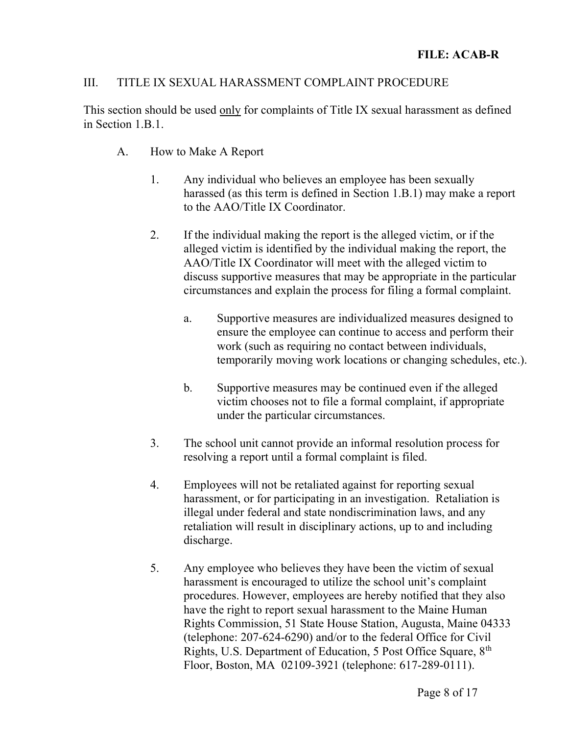## III. TITLE IX SEXUAL HARASSMENT COMPLAINT PROCEDURE

This section should be used only for complaints of Title IX sexual harassment as defined in Section 1.B.1.

### A. How to Make A Report

1. Any individual who believes an employee has been sexually harassed (as this term is defined in Section 1.B.1) may make a report to the AAO/Title IX Coordinator.

2. If the individual making the report is the alleged victim, or if the alleged victim is identified by the individual making the report, the AAO/Title IX Coordinator will meet with the alleged victim to discuss supportive measures that may be appropriate in the particular circumstances and explain the process for filing a formal complaint.

   a. Supportive measures are individualized measures designed to ensure the employee can continue to access and perform their work (such as requiring no contact between individuals, temporarily moving work locations or changing schedules, etc.).

   b. Supportive measures may be continued even if the alleged victim chooses not to file a formal complaint, if appropriate under the particular circumstances.

3. The school unit cannot provide an informal resolution process for resolving a report until a formal complaint is filed.

4. Employees will not be retaliated against for reporting sexual harassment, or for participating in an investigation. Retaliation is illegal under federal and state nondiscrimination laws, and any retaliation will result in disciplinary actions, up to and including discharge.

5. Any employee who believes they have been the victim of sexual harassment is encouraged to utilize the school unit's complaint procedures. However, employees are hereby notified that they also have the right to report sexual harassment to the Maine Human Rights Commission, 51 State House Station, Augusta, Maine 04333 (telephone: 207-624-6290) and/or to the federal Office for Civil Rights, U.S. Department of Education, 5 Post Office Square, 8th Floor, Boston, MA 02109-3921 (telephone: 617-289-0111).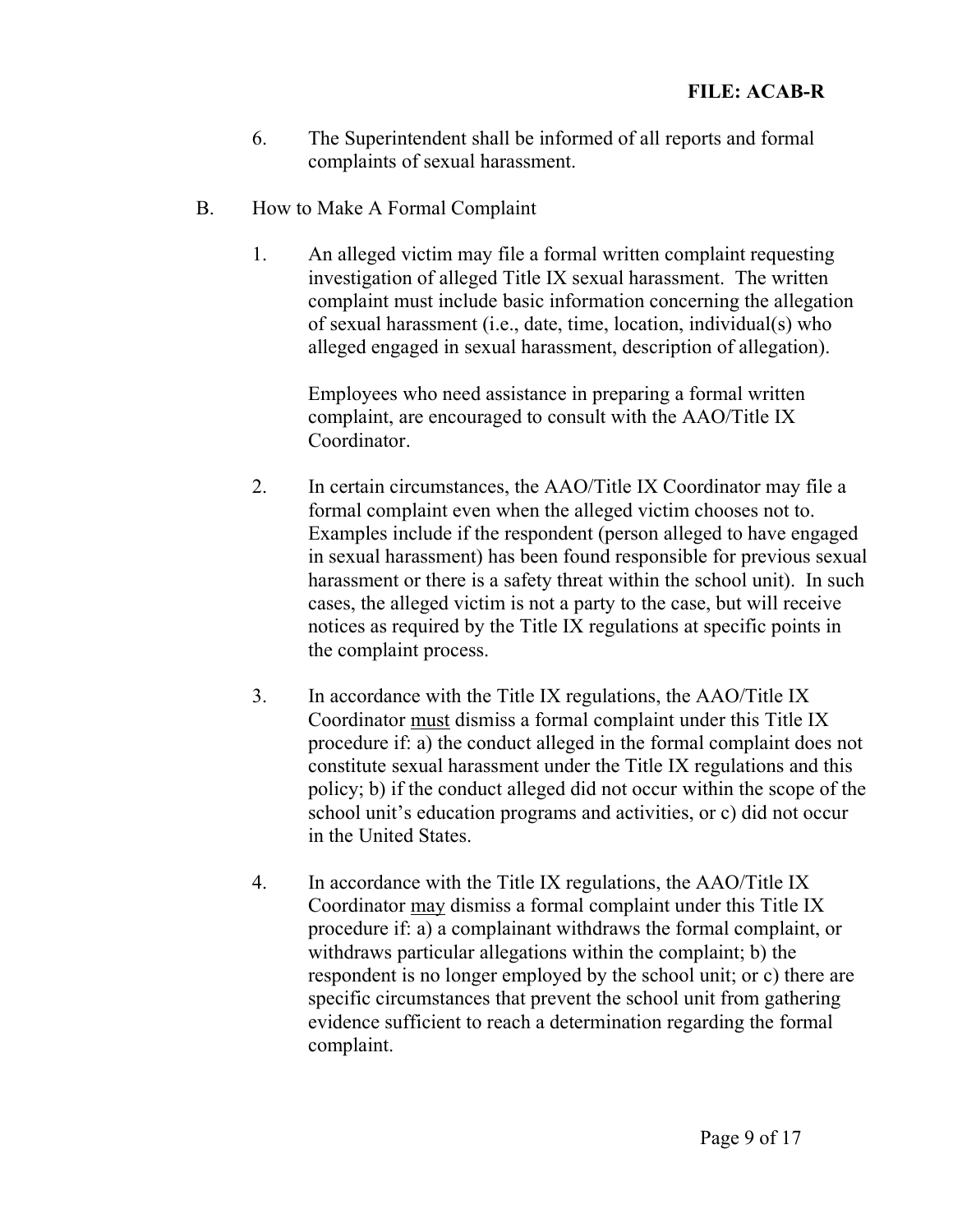6. The Superintendent shall be informed of all reports and formal complaints of sexual harassment.

B. How to Make A Formal Complaint

1. An alleged victim may file a formal written complaint requesting investigation of alleged Title IX sexual harassment. The written complaint must include basic information concerning the allegation of sexual harassment (i.e., date, time, location, individual(s) who alleged engaged in sexual harassment, description of allegation).

   Employees who need assistance in preparing a formal written complaint, are encouraged to consult with the AAO/Title IX Coordinator.

2. In certain circumstances, the AAO/Title IX Coordinator may file a formal complaint even when the alleged victim chooses not to. Examples include if the respondent (person alleged to have engaged in sexual harassment) has been found responsible for previous sexual harassment or there is a safety threat within the school unit). In such cases, the alleged victim is not a party to the case, but will receive notices as required by the Title IX regulations at specific points in the complaint process.

3. In accordance with the Title IX regulations, the AAO/Title IX Coordinator <u>must</u> dismiss a formal complaint under this Title IX procedure if: a) the conduct alleged in the formal complaint does not constitute sexual harassment under the Title IX regulations and this policy; b) if the conduct alleged did not occur within the scope of the school unit's education programs and activities, or c) did not occur in the United States.

4. In accordance with the Title IX regulations, the AAO/Title IX Coordinator <u>may</u> dismiss a formal complaint under this Title IX procedure if: a) a complainant withdraws the formal complaint, or withdraws particular allegations within the complaint; b) the respondent is no longer employed by the school unit; or c) there are specific circumstances that prevent the school unit from gathering evidence sufficient to reach a determination regarding the formal complaint.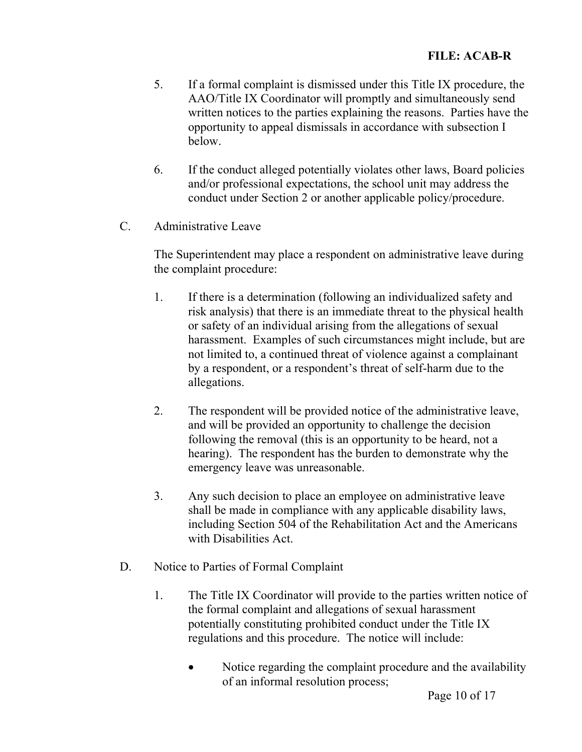5. If a formal complaint is dismissed under this Title IX procedure, the AAO/Title IX Coordinator will promptly and simultaneously send written notices to the parties explaining the reasons. Parties have the opportunity to appeal dismissals in accordance with subsection I below.

6. If the conduct alleged potentially violates other laws, Board policies and/or professional expectations, the school unit may address the conduct under Section 2 or another applicable policy/procedure.

C. Administrative Leave

The Superintendent may place a respondent on administrative leave during the complaint procedure:

1. If there is a determination (following an individualized safety and risk analysis) that there is an immediate threat to the physical health or safety of an individual arising from the allegations of sexual harassment. Examples of such circumstances might include, but are not limited to, a continued threat of violence against a complainant by a respondent, or a respondent's threat of self-harm due to the allegations.

2. The respondent will be provided notice of the administrative leave, and will be provided an opportunity to challenge the decision following the removal (this is an opportunity to be heard, not a hearing). The respondent has the burden to demonstrate why the emergency leave was unreasonable.

3. Any such decision to place an employee on administrative leave shall be made in compliance with any applicable disability laws, including Section 504 of the Rehabilitation Act and the Americans with Disabilities Act.

D. Notice to Parties of Formal Complaint

1. The Title IX Coordinator will provide to the parties written notice of the formal complaint and allegations of sexual harassment potentially constituting prohibited conduct under the Title IX regulations and this procedure. The notice will include:

   - Notice regarding the complaint procedure and the availability of an informal resolution process;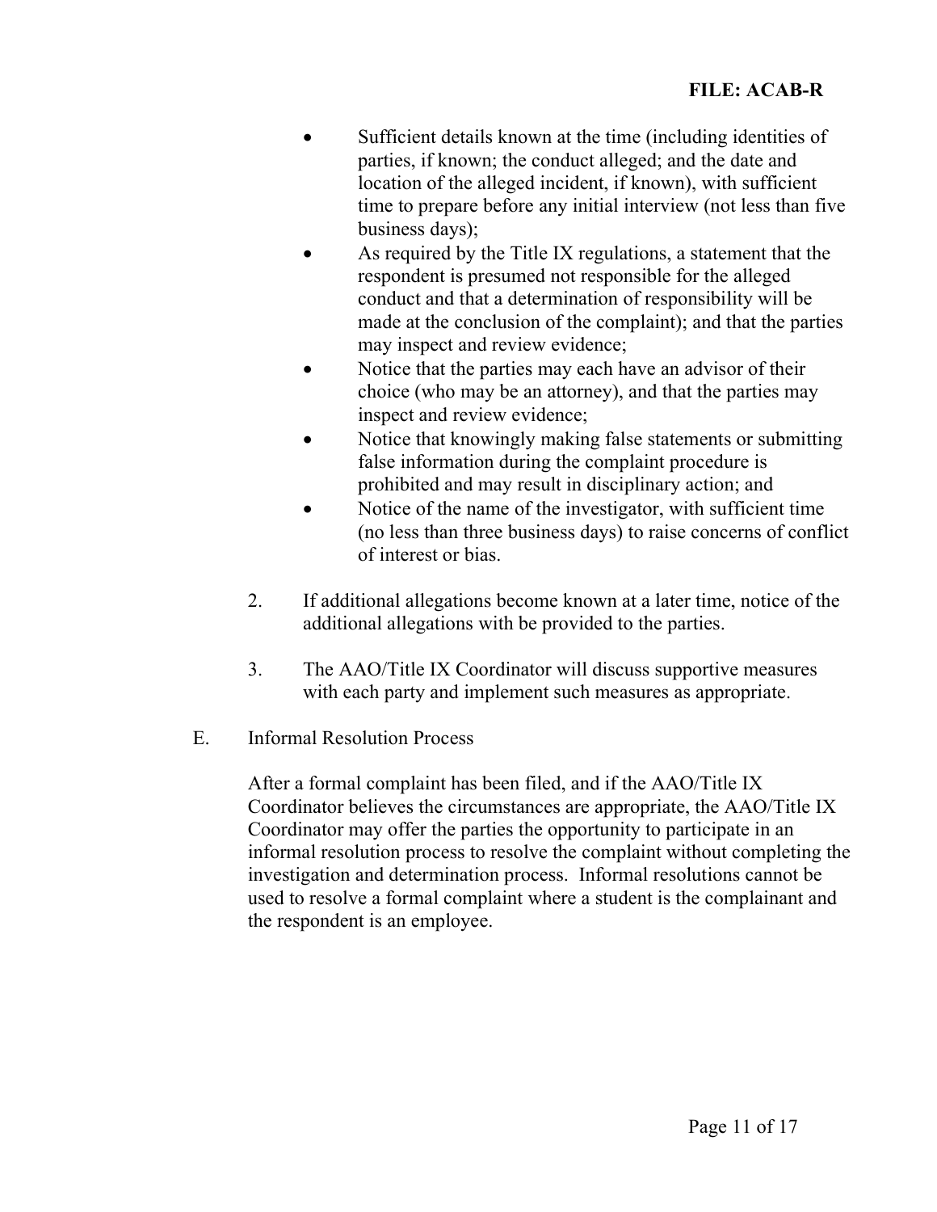- Sufficient details known at the time (including identities of parties, if known; the conduct alleged; and the date and location of the alleged incident, if known), with sufficient time to prepare before any initial interview (not less than five business days);
- As required by the Title IX regulations, a statement that the respondent is presumed not responsible for the alleged conduct and that a determination of responsibility will be made at the conclusion of the complaint); and that the parties may inspect and review evidence;
- Notice that the parties may each have an advisor of their choice (who may be an attorney), and that the parties may inspect and review evidence;
- Notice that knowingly making false statements or submitting false information during the complaint procedure is prohibited and may result in disciplinary action; and
- Notice of the name of the investigator, with sufficient time (no less than three business days) to raise concerns of conflict of interest or bias.

2. If additional allegations become known at a later time, notice of the additional allegations with be provided to the parties.

3. The AAO/Title IX Coordinator will discuss supportive measures with each party and implement such measures as appropriate.

E. Informal Resolution Process

After a formal complaint has been filed, and if the AAO/Title IX Coordinator believes the circumstances are appropriate, the AAO/Title IX Coordinator may offer the parties the opportunity to participate in an informal resolution process to resolve the complaint without completing the investigation and determination process. Informal resolutions cannot be used to resolve a formal complaint where a student is the complainant and the respondent is an employee.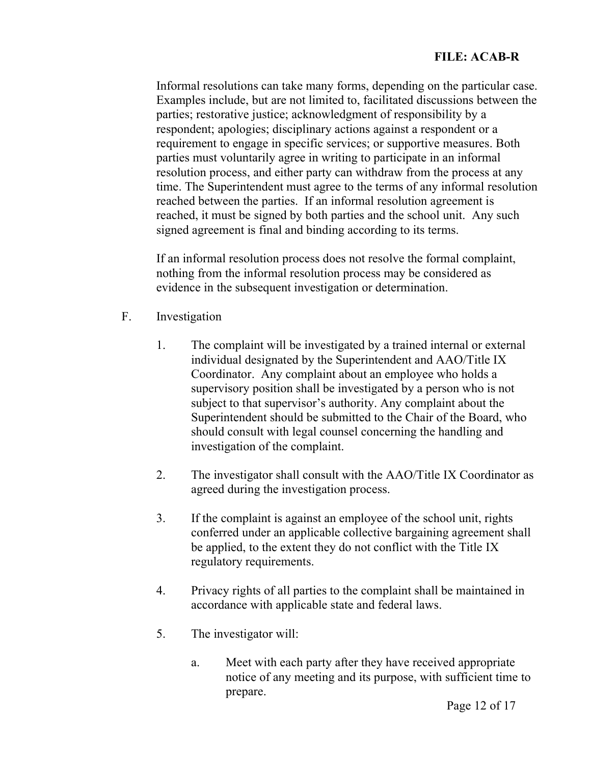Informal resolutions can take many forms, depending on the particular case. Examples include, but are not limited to, facilitated discussions between the parties; restorative justice; acknowledgment of responsibility by a respondent; apologies; disciplinary actions against a respondent or a requirement to engage in specific services; or supportive measures. Both parties must voluntarily agree in writing to participate in an informal resolution process, and either party can withdraw from the process at any time. The Superintendent must agree to the terms of any informal resolution reached between the parties. If an informal resolution agreement is reached, it must be signed by both parties and the school unit. Any such signed agreement is final and binding according to its terms.

If an informal resolution process does not resolve the formal complaint, nothing from the informal resolution process may be considered as evidence in the subsequent investigation or determination.

F. Investigation

1. The complaint will be investigated by a trained internal or external individual designated by the Superintendent and AAO/Title IX Coordinator. Any complaint about an employee who holds a supervisory position shall be investigated by a person who is not subject to that supervisor's authority. Any complaint about the Superintendent should be submitted to the Chair of the Board, who should consult with legal counsel concerning the handling and investigation of the complaint.

2. The investigator shall consult with the AAO/Title IX Coordinator as agreed during the investigation process.

3. If the complaint is against an employee of the school unit, rights conferred under an applicable collective bargaining agreement shall be applied, to the extent they do not conflict with the Title IX regulatory requirements.

4. Privacy rights of all parties to the complaint shall be maintained in accordance with applicable state and federal laws.

5. The investigator will:

   a. Meet with each party after they have received appropriate notice of any meeting and its purpose, with sufficient time to prepare.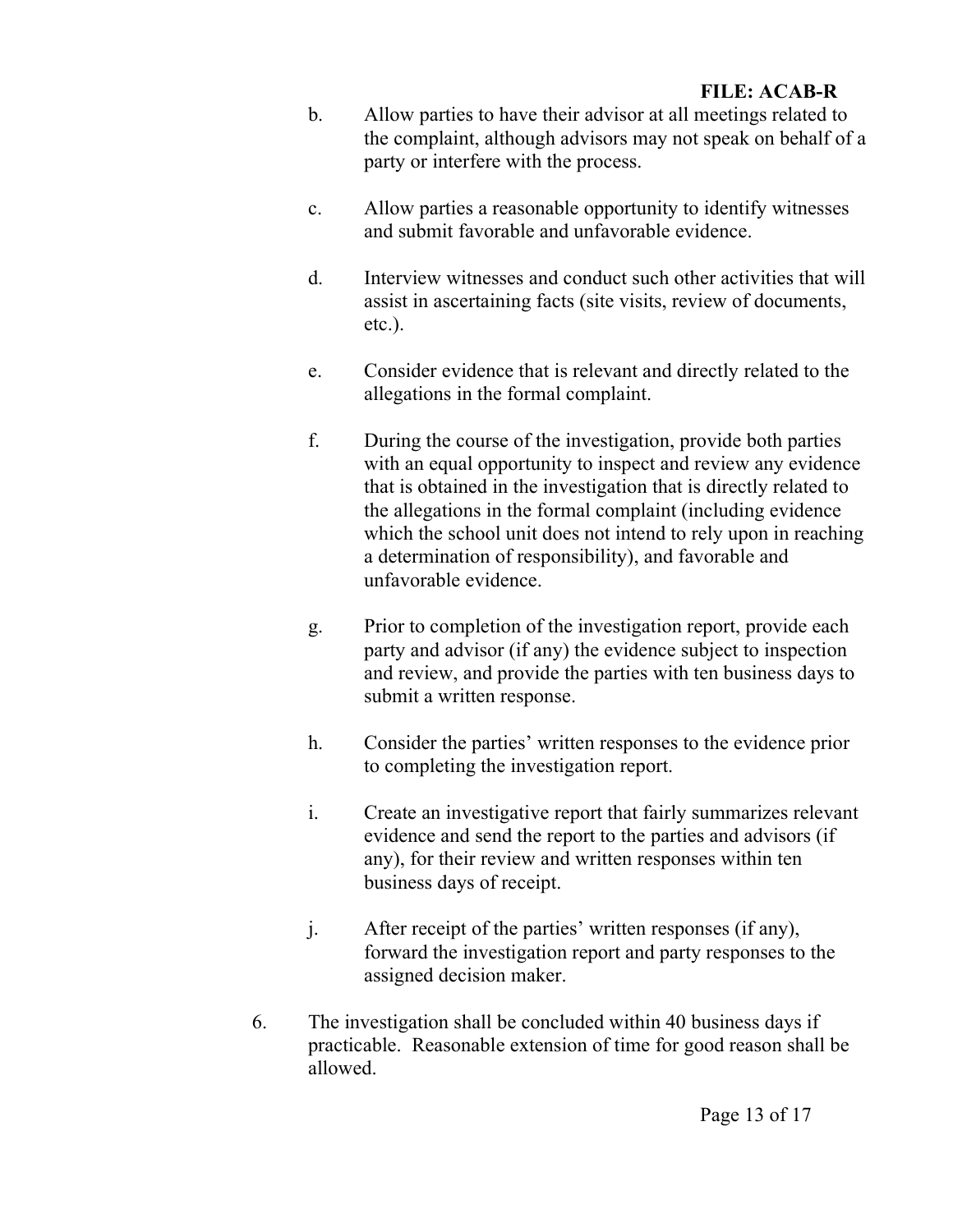b. Allow parties to have their advisor at all meetings related to the complaint, although advisors may not speak on behalf of a party or interfere with the process.

c. Allow parties a reasonable opportunity to identify witnesses and submit favorable and unfavorable evidence.

d. Interview witnesses and conduct such other activities that will assist in ascertaining facts (site visits, review of documents, etc.).

e. Consider evidence that is relevant and directly related to the allegations in the formal complaint.

f. During the course of the investigation, provide both parties with an equal opportunity to inspect and review any evidence that is obtained in the investigation that is directly related to the allegations in the formal complaint (including evidence which the school unit does not intend to rely upon in reaching a determination of responsibility), and favorable and unfavorable evidence.

g. Prior to completion of the investigation report, provide each party and advisor (if any) the evidence subject to inspection and review, and provide the parties with ten business days to submit a written response.

h. Consider the parties' written responses to the evidence prior to completing the investigation report.

i. Create an investigative report that fairly summarizes relevant evidence and send the report to the parties and advisors (if any), for their review and written responses within ten business days of receipt.

j. After receipt of the parties' written responses (if any), forward the investigation report and party responses to the assigned decision maker.

6. The investigation shall be concluded within 40 business days if practicable. Reasonable extension of time for good reason shall be allowed.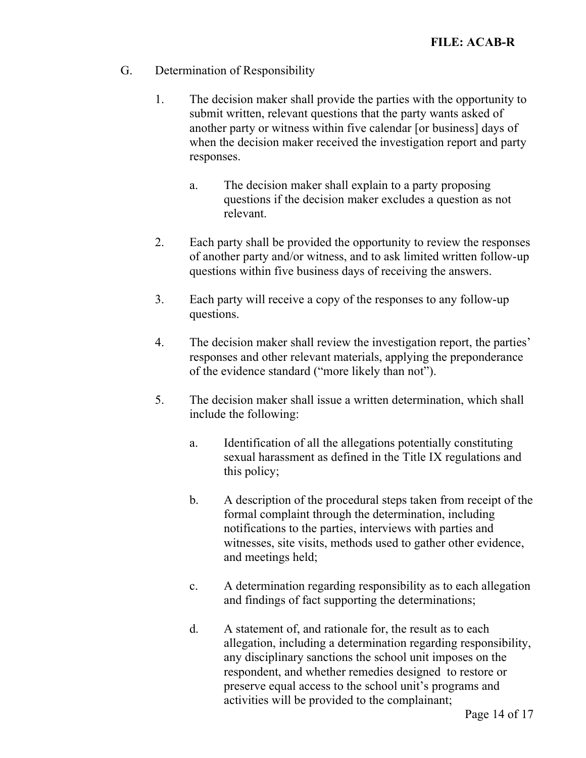G. Determination of Responsibility

1. The decision maker shall provide the parties with the opportunity to submit written, relevant questions that the party wants asked of another party or witness within five calendar [or business] days of when the decision maker received the investigation report and party responses.

    a. The decision maker shall explain to a party proposing questions if the decision maker excludes a question as not relevant.

2. Each party shall be provided the opportunity to review the responses of another party and/or witness, and to ask limited written follow-up questions within five business days of receiving the answers.

3. Each party will receive a copy of the responses to any follow-up questions.

4. The decision maker shall review the investigation report, the parties' responses and other relevant materials, applying the preponderance of the evidence standard ("more likely than not").

5. The decision maker shall issue a written determination, which shall include the following:

    a. Identification of all the allegations potentially constituting sexual harassment as defined in the Title IX regulations and this policy;

    b. A description of the procedural steps taken from receipt of the formal complaint through the determination, including notifications to the parties, interviews with parties and witnesses, site visits, methods used to gather other evidence, and meetings held;

    c. A determination regarding responsibility as to each allegation and findings of fact supporting the determinations;

    d. A statement of, and rationale for, the result as to each allegation, including a determination regarding responsibility, any disciplinary sanctions the school unit imposes on the respondent, and whether remedies designed to restore or preserve equal access to the school unit's programs and activities will be provided to the complainant;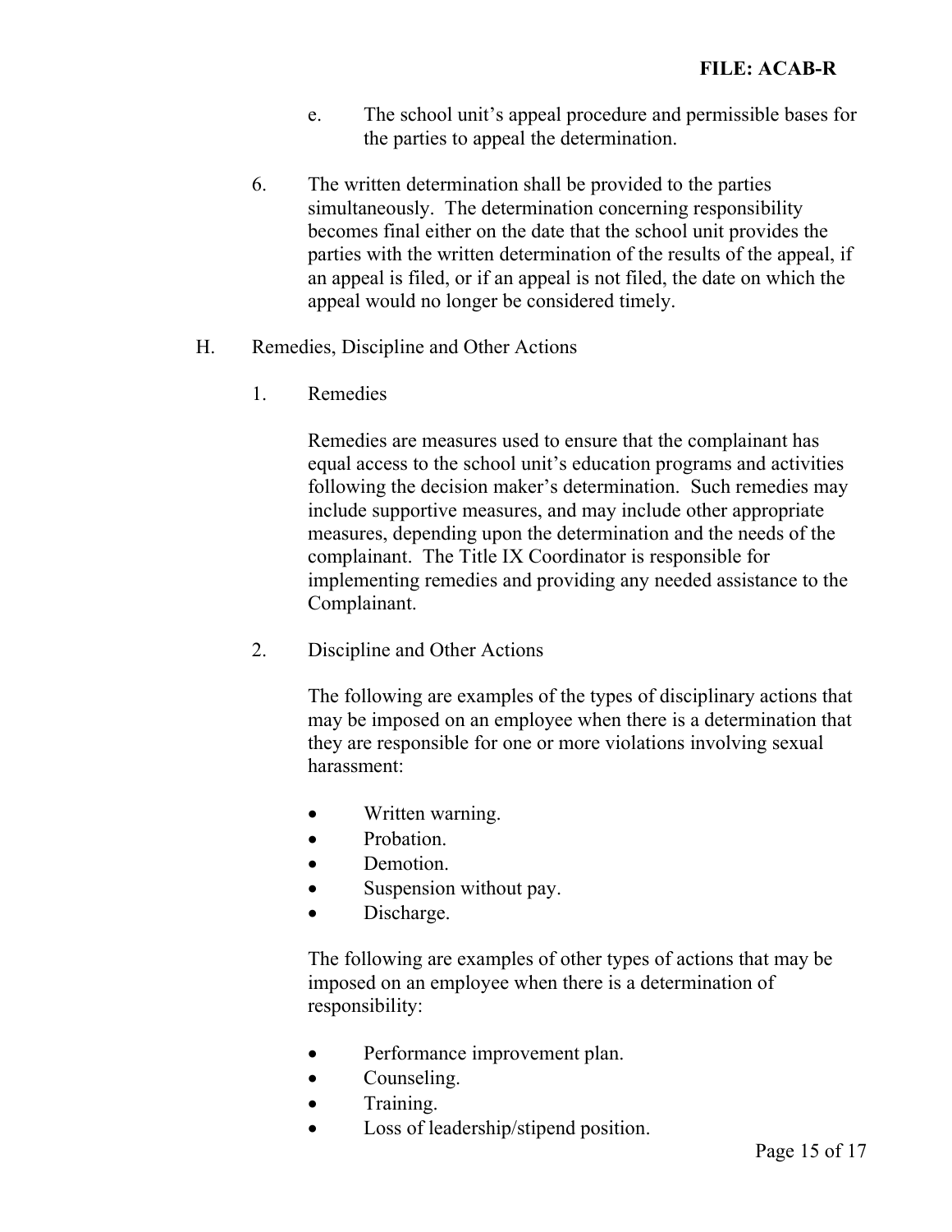e. The school unit's appeal procedure and permissible bases for the parties to appeal the determination.

6. The written determination shall be provided to the parties simultaneously. The determination concerning responsibility becomes final either on the date that the school unit provides the parties with the written determination of the results of the appeal, if an appeal is filed, or if an appeal is not filed, the date on which the appeal would no longer be considered timely.

H. Remedies, Discipline and Other Actions

1. Remedies

Remedies are measures used to ensure that the complainant has equal access to the school unit's education programs and activities following the decision maker's determination. Such remedies may include supportive measures, and may include other appropriate measures, depending upon the determination and the needs of the complainant. The Title IX Coordinator is responsible for implementing remedies and providing any needed assistance to the Complainant.

2. Discipline and Other Actions

The following are examples of the types of disciplinary actions that may be imposed on an employee when there is a determination that they are responsible for one or more violations involving sexual harassment:

- Written warning.
- Probation.
- Demotion.
- Suspension without pay.
- Discharge.

The following are examples of other types of actions that may be imposed on an employee when there is a determination of responsibility:

- Performance improvement plan.
- Counseling.
- Training.
- Loss of leadership/stipend position.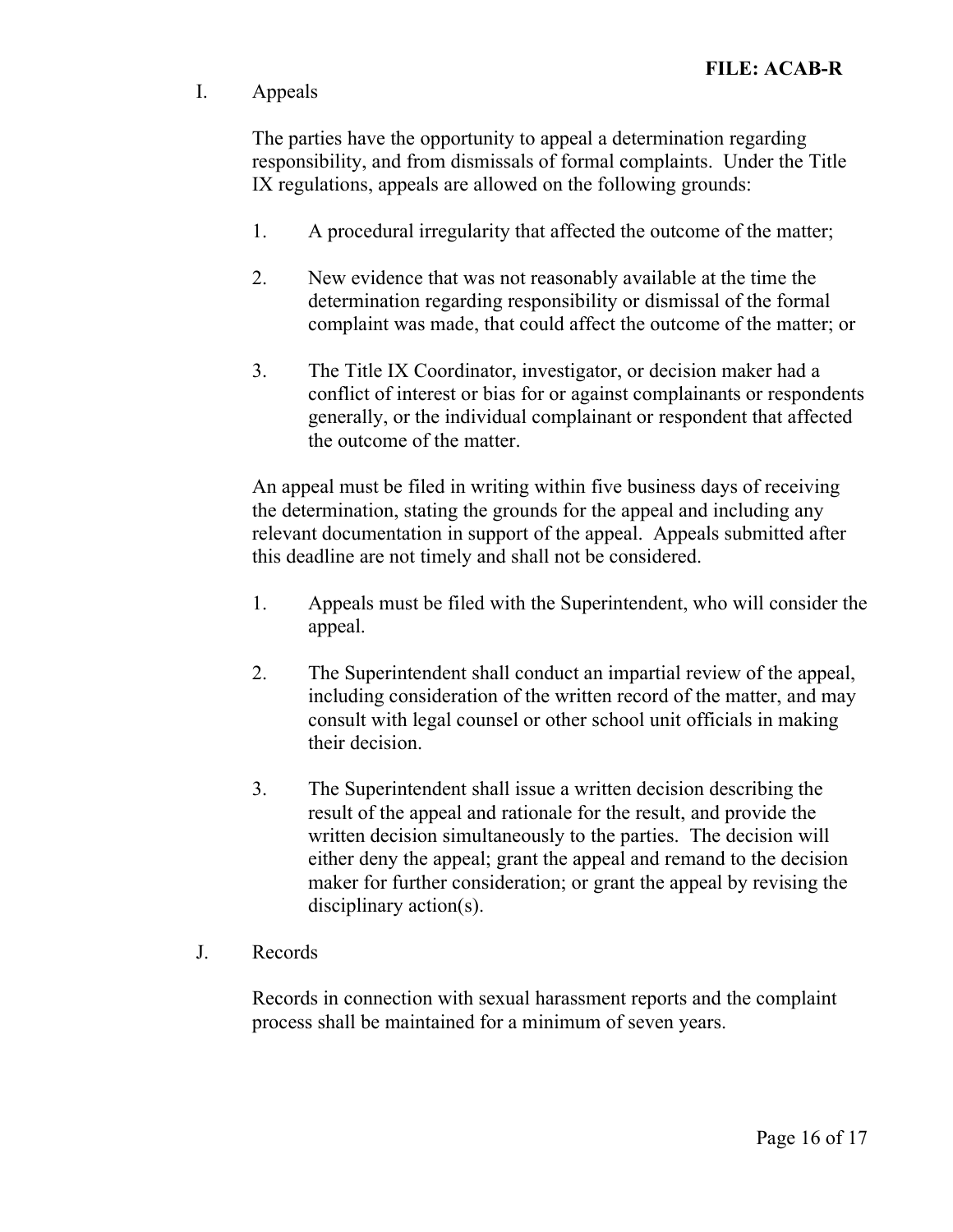## I. Appeals

The parties have the opportunity to appeal a determination regarding responsibility, and from dismissals of formal complaints. Under the Title IX regulations, appeals are allowed on the following grounds:

1. A procedural irregularity that affected the outcome of the matter;

2. New evidence that was not reasonably available at the time the determination regarding responsibility or dismissal of the formal complaint was made, that could affect the outcome of the matter; or

3. The Title IX Coordinator, investigator, or decision maker had a conflict of interest or bias for or against complainants or respondents generally, or the individual complainant or respondent that affected the outcome of the matter.

An appeal must be filed in writing within five business days of receiving the determination, stating the grounds for the appeal and including any relevant documentation in support of the appeal. Appeals submitted after this deadline are not timely and shall not be considered.

1. Appeals must be filed with the Superintendent, who will consider the appeal.

2. The Superintendent shall conduct an impartial review of the appeal, including consideration of the written record of the matter, and may consult with legal counsel or other school unit officials in making their decision.

3. The Superintendent shall issue a written decision describing the result of the appeal and rationale for the result, and provide the written decision simultaneously to the parties. The decision will either deny the appeal; grant the appeal and remand to the decision maker for further consideration; or grant the appeal by revising the disciplinary action(s).

## J. Records

Records in connection with sexual harassment reports and the complaint process shall be maintained for a minimum of seven years.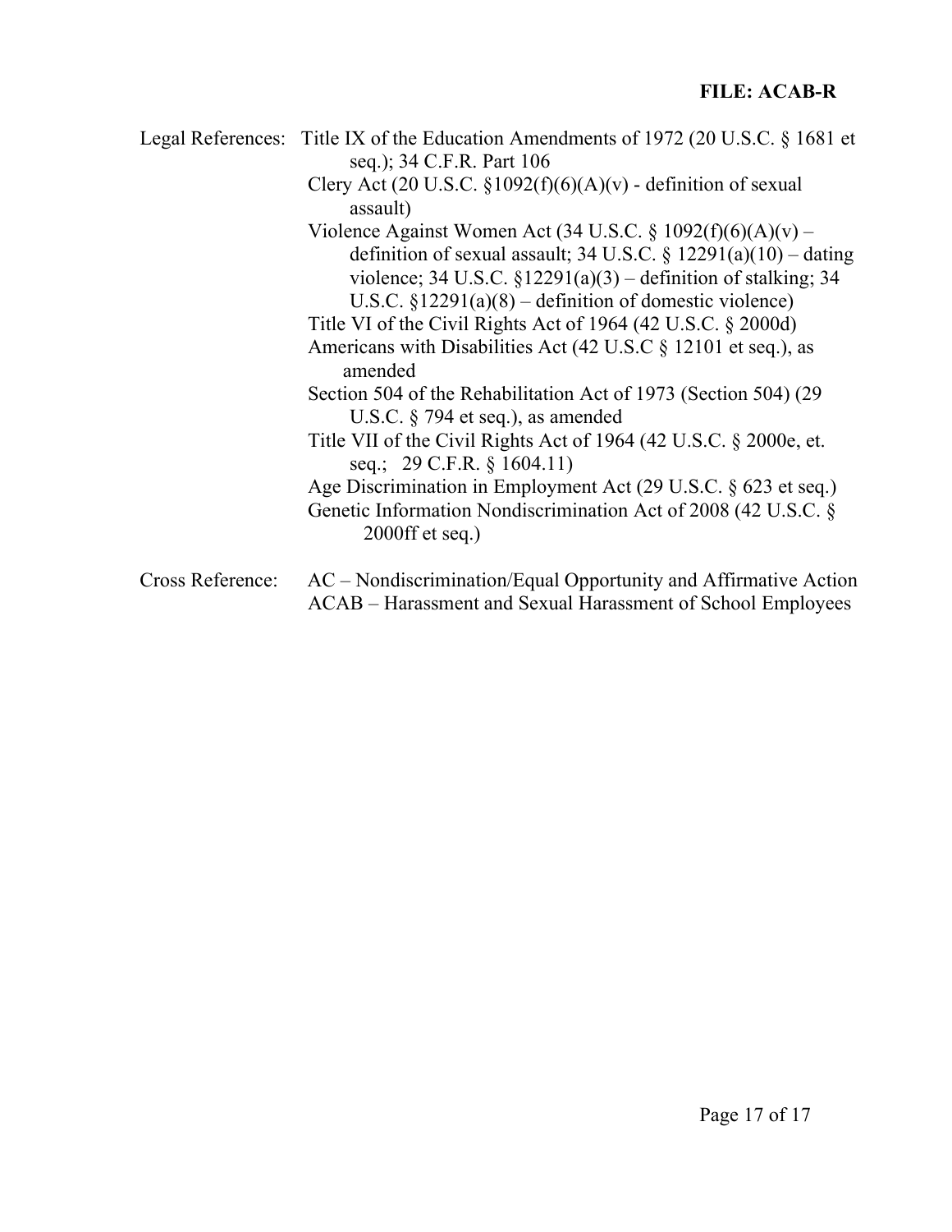**FILE: ACAB-R**

Legal References: Title IX of the Education Amendments of 1972 (20 U.S.C. § 1681 et seq.); 34 C.F.R. Part 106

Clery Act (20 U.S.C. §1092(f)(6)(A)(v) - definition of sexual assault)

Violence Against Women Act (34 U.S.C. § 1092(f)(6)(A)(v) – definition of sexual assault; 34 U.S.C. § 12291(a)(10) – dating violence; 34 U.S.C. §12291(a)(3) – definition of stalking; 34 U.S.C. §12291(a)(8) – definition of domestic violence)

Title VI of the Civil Rights Act of 1964 (42 U.S.C. § 2000d)

Americans with Disabilities Act (42 U.S.C § 12101 et seq.), as amended

Section 504 of the Rehabilitation Act of 1973 (Section 504) (29 U.S.C. § 794 et seq.), as amended

Title VII of the Civil Rights Act of 1964 (42 U.S.C. § 2000e, et. seq.; 29 C.F.R. § 1604.11)

Age Discrimination in Employment Act (29 U.S.C. § 623 et seq.)

Genetic Information Nondiscrimination Act of 2008 (42 U.S.C. § 2000ff et seq.)

Cross Reference: AC – Nondiscrimination/Equal Opportunity and Affirmative Action

ACAB – Harassment and Sexual Harassment of School Employees